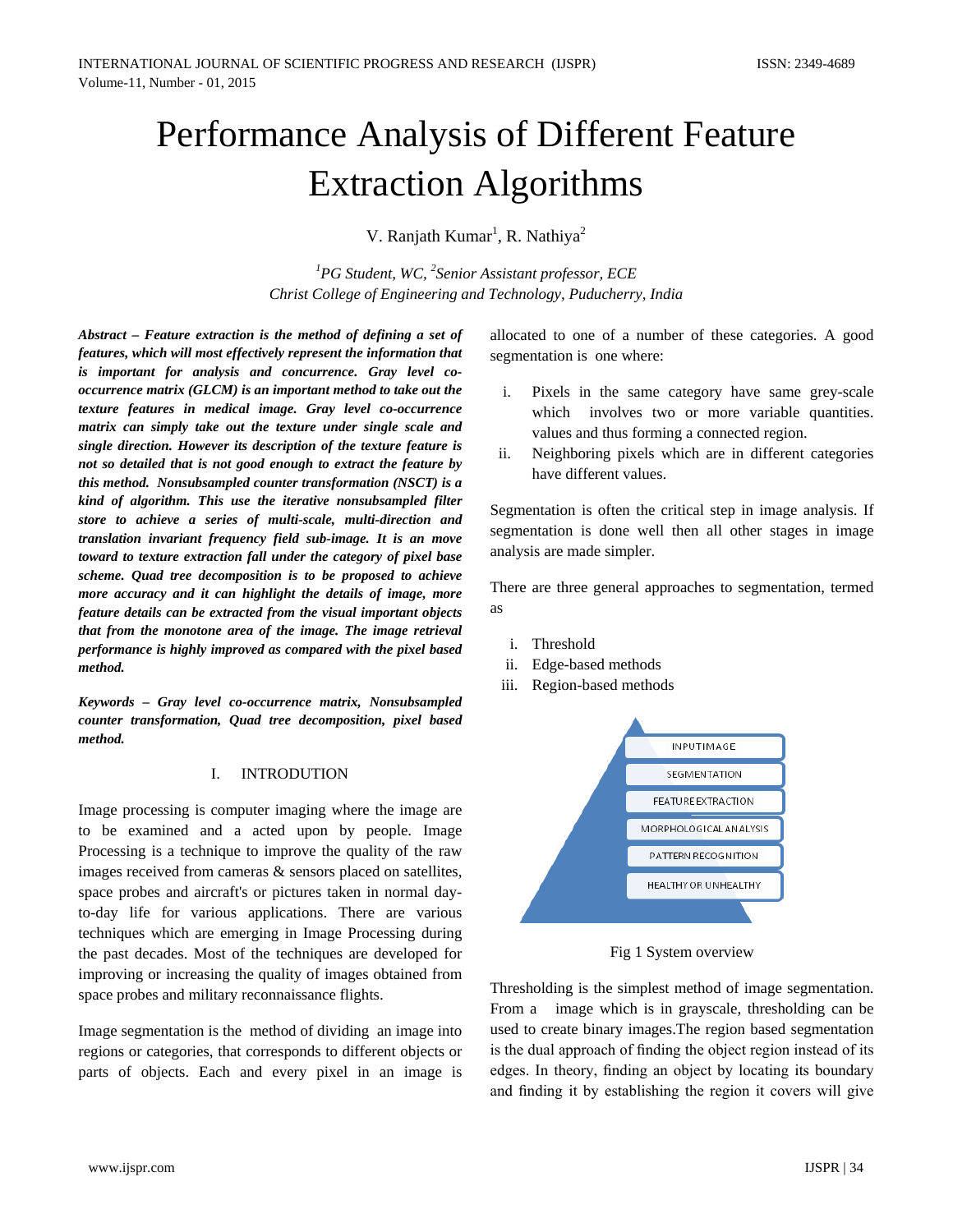# Performance Analysis of Different Feature Extraction Algorithms

V. Ranjath Kumar[1], R. Nathiya[2]

*[1]PG Student, WC, [2]Senior Assistant professor, ECE*
*Christ College of Engineering and Technology, Puducherry, India*

***Abstract – Feature extraction is the method of defining a set of features, which will most effectively represent the information that is important for analysis and concurrence. Gray level co-occurrence matrix (GLCM) is an important method to take out the texture features in medical image. Gray level co-occurrence matrix can simply take out the texture under single scale and single direction. However its description of the texture feature is not so detailed that is not good enough to extract the feature by this method. Nonsubsampled counter transformation (NSCT) is a kind of algorithm. This use the iterative nonsubsampled filter store to achieve a series of multi-scale, multi-direction and translation invariant frequency field sub-image. It is an move toward to texture extraction fall under the category of pixel base scheme. Quad tree decomposition is to be proposed to achieve more accuracy and it can highlight the details of image, more feature details can be extracted from the visual important objects that from the monotone area of the image. The image retrieval performance is highly improved as compared with the pixel based method.***

***Keywords – Gray level co-occurrence matrix, Nonsubsampled counter transformation, Quad tree decomposition, pixel based method.***

## I. INTRODUTION

Image processing is computer imaging where the image are to be examined and a acted upon by people. Image Processing is a technique to improve the quality of the raw images received from cameras & sensors placed on satellites, space probes and aircraft's or pictures taken in normal day-to-day life for various applications. There are various techniques which are emerging in Image Processing during the past decades. Most of the techniques are developed for improving or increasing the quality of images obtained from space probes and military reconnaissance flights.

Image segmentation is the method of dividing an image into regions or categories, that corresponds to different objects or parts of objects. Each and every pixel in an image is allocated to one of a number of these categories. A good segmentation is one where:

i. Pixels in the same category have same grey-scale which involves two or more variable quantities. values and thus forming a connected region.
ii. Neighboring pixels which are in different categories have different values.

Segmentation is often the critical step in image analysis. If segmentation is done well then all other stages in image analysis are made simpler.

There are three general approaches to segmentation, termed as

i. Threshold
ii. Edge-based methods
iii. Region-based methods

INPUTIMAGE
SEGMENTATION
FEATURE EXTRACTION
MORPHOLOGICAL ANALYSIS
PATTERN RECOGNITION
HEALTHY OR UNHEALTHY

Fig 1 System overview

Thresholding is the simplest method of image segmentation. From a image which is in grayscale, thresholding can be used to create binary images.The region based segmentation is the dual approach of finding the object region instead of its edges. In theory, finding an object by locating its boundary and finding it by establishing the region it covers will give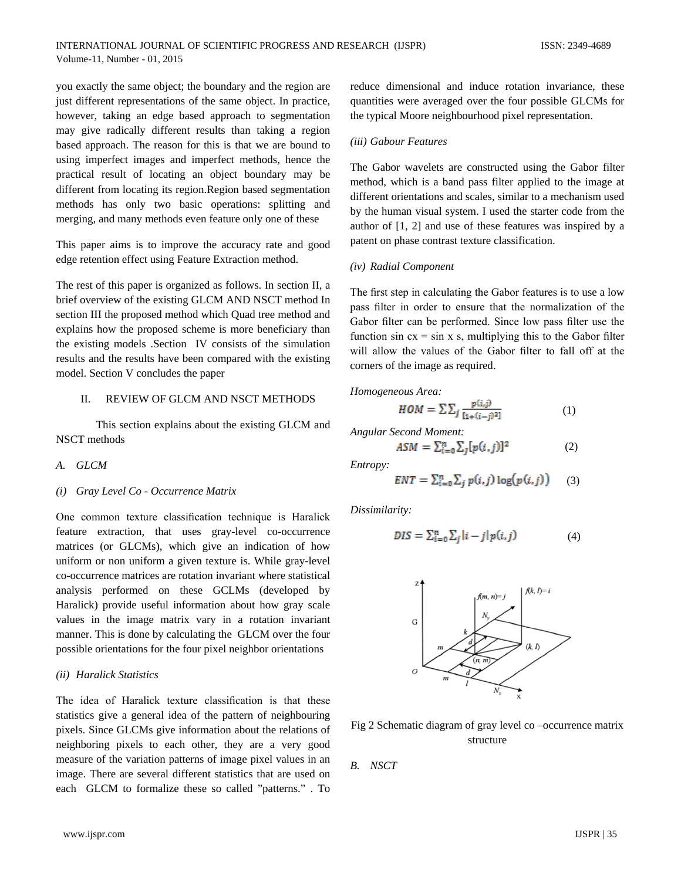you exactly the same object; the boundary and the region are just different representations of the same object. In practice, however, taking an edge based approach to segmentation may give radically different results than taking a region based approach. The reason for this is that we are bound to using imperfect images and imperfect methods, hence the practical result of locating an object boundary may be different from locating its region.Region based segmentation methods has only two basic operations: splitting and merging, and many methods even feature only one of these

This paper aims is to improve the accuracy rate and good edge retention effect using Feature Extraction method.

The rest of this paper is organized as follows. In section II, a brief overview of the existing GLCM AND NSCT method In section III the proposed method which Quad tree method and explains how the proposed scheme is more beneficiary than the existing models .Section IV consists of the simulation results and the results have been compared with the existing model. Section V concludes the paper

## II. REVIEW OF GLCM AND NSCT METHODS

This section explains about the existing GLCM and NSCT methods

### A. GLCM

*(i) Gray Level Co - Occurrence Matrix*

One common texture classification technique is Haralick feature extraction, that uses gray-level co-occurrence matrices (or GLCMs), which give an indication of how uniform or non uniform a given texture is. While gray-level co-occurrence matrices are rotation invariant where statistical analysis performed on these GCLMs (developed by Haralick) provide useful information about how gray scale values in the image matrix vary in a rotation invariant manner. This is done by calculating the GLCM over the four possible orientations for the four pixel neighbor orientations

*(ii) Haralick Statistics*

The idea of Haralick texture classification is that these statistics give a general idea of the pattern of neighbouring pixels. Since GLCMs give information about the relations of neighboring pixels to each other, they are a very good measure of the variation patterns of image pixel values in an image. There are several different statistics that are used on each GLCM to formalize these so called "patterns." . To reduce dimensional and induce rotation invariance, these quantities were averaged over the four possible GLCMs for the typical Moore neighbourhood pixel representation.

*(iii) Gabour Features*

The Gabor wavelets are constructed using the Gabor filter method, which is a band pass filter applied to the image at different orientations and scales, similar to a mechanism used by the human visual system. I used the starter code from the author of [1, 2] and use of these features was inspired by a patent on phase contrast texture classification.

*(iv) Radial Component*

The first step in calculating the Gabor features is to use a low pass filter in order to ensure that the normalization of the Gabor filter can be performed. Since low pass filter use the function sin cx = sin x s, multiplying this to the Gabor filter will allow the values of the Gabor filter to fall off at the corners of the image as required.

*Homogeneous Area:*

$$HOM = \sum\sum_j \frac{p(i,j)}{[1+(i-j)^2]} \quad (1)$$

*Angular Second Moment:*

$$ASM = \sum_{i=0}^{n}\sum_j [p(i,j)]^2 \quad (2)$$

*Entropy:*

$$ENT = \sum_{i=0}^{n}\sum_j p(i,j)\log\big(p(i,j)\big) \quad (3)$$

*Dissimilarity:*

$$DIS = \sum_{i=0}^{n}\sum_j |i-j|p(i,j) \quad (4)$$

Fig 2 Schematic diagram of gray level co –occurrence matrix structure

### B. NSCT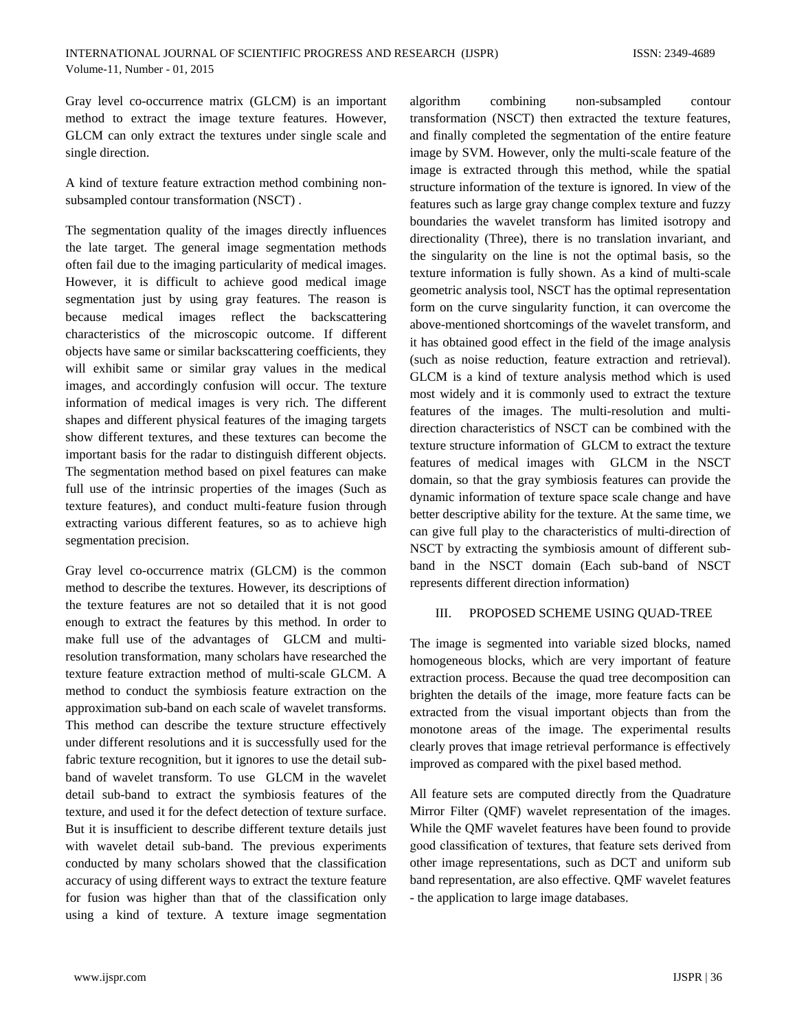Gray level co-occurrence matrix (GLCM) is an important method to extract the image texture features. However, GLCM can only extract the textures under single scale and single direction.

A kind of texture feature extraction method combining non-subsampled contour transformation (NSCT) .

The segmentation quality of the images directly influences the late target. The general image segmentation methods often fail due to the imaging particularity of medical images. However, it is difficult to achieve good medical image segmentation just by using gray features. The reason is because medical images reflect the backscattering characteristics of the microscopic outcome. If different objects have same or similar backscattering coefficients, they will exhibit same or similar gray values in the medical images, and accordingly confusion will occur. The texture information of medical images is very rich. The different shapes and different physical features of the imaging targets show different textures, and these textures can become the important basis for the radar to distinguish different objects. The segmentation method based on pixel features can make full use of the intrinsic properties of the images (Such as texture features), and conduct multi-feature fusion through extracting various different features, so as to achieve high segmentation precision.

Gray level co-occurrence matrix (GLCM) is the common method to describe the textures. However, its descriptions of the texture features are not so detailed that it is not good enough to extract the features by this method. In order to make full use of the advantages of GLCM and multi-resolution transformation, many scholars have researched the texture feature extraction method of multi-scale GLCM. A method to conduct the symbiosis feature extraction on the approximation sub-band on each scale of wavelet transforms. This method can describe the texture structure effectively under different resolutions and it is successfully used for the fabric texture recognition, but it ignores to use the detail sub-band of wavelet transform. To use GLCM in the wavelet detail sub-band to extract the symbiosis features of the texture, and used it for the defect detection of texture surface. But it is insufficient to describe different texture details just with wavelet detail sub-band. The previous experiments conducted by many scholars showed that the classification accuracy of using different ways to extract the texture feature for fusion was higher than that of the classification only using a kind of texture. A texture image segmentation algorithm combining non-subsampled contour transformation (NSCT) then extracted the texture features, and finally completed the segmentation of the entire feature image by SVM. However, only the multi-scale feature of the image is extracted through this method, while the spatial structure information of the texture is ignored. In view of the features such as large gray change complex texture and fuzzy boundaries the wavelet transform has limited isotropy and directionality (Three), there is no translation invariant, and the singularity on the line is not the optimal basis, so the texture information is fully shown. As a kind of multi-scale geometric analysis tool, NSCT has the optimal representation form on the curve singularity function, it can overcome the above-mentioned shortcomings of the wavelet transform, and it has obtained good effect in the field of the image analysis (such as noise reduction, feature extraction and retrieval). GLCM is a kind of texture analysis method which is used most widely and it is commonly used to extract the texture features of the images. The multi-resolution and multi-direction characteristics of NSCT can be combined with the texture structure information of GLCM to extract the texture features of medical images with GLCM in the NSCT domain, so that the gray symbiosis features can provide the dynamic information of texture space scale change and have better descriptive ability for the texture. At the same time, we can give full play to the characteristics of multi-direction of NSCT by extracting the symbiosis amount of different sub-band in the NSCT domain (Each sub-band of NSCT represents different direction information)

## III. PROPOSED SCHEME USING QUAD-TREE

The image is segmented into variable sized blocks, named homogeneous blocks, which are very important of feature extraction process. Because the quad tree decomposition can brighten the details of the image, more feature facts can be extracted from the visual important objects than from the monotone areas of the image. The experimental results clearly proves that image retrieval performance is effectively improved as compared with the pixel based method.

All feature sets are computed directly from the Quadrature Mirror Filter (QMF) wavelet representation of the images. While the QMF wavelet features have been found to provide good classification of textures, that feature sets derived from other image representations, such as DCT and uniform sub band representation, are also effective. QMF wavelet features - the application to large image databases.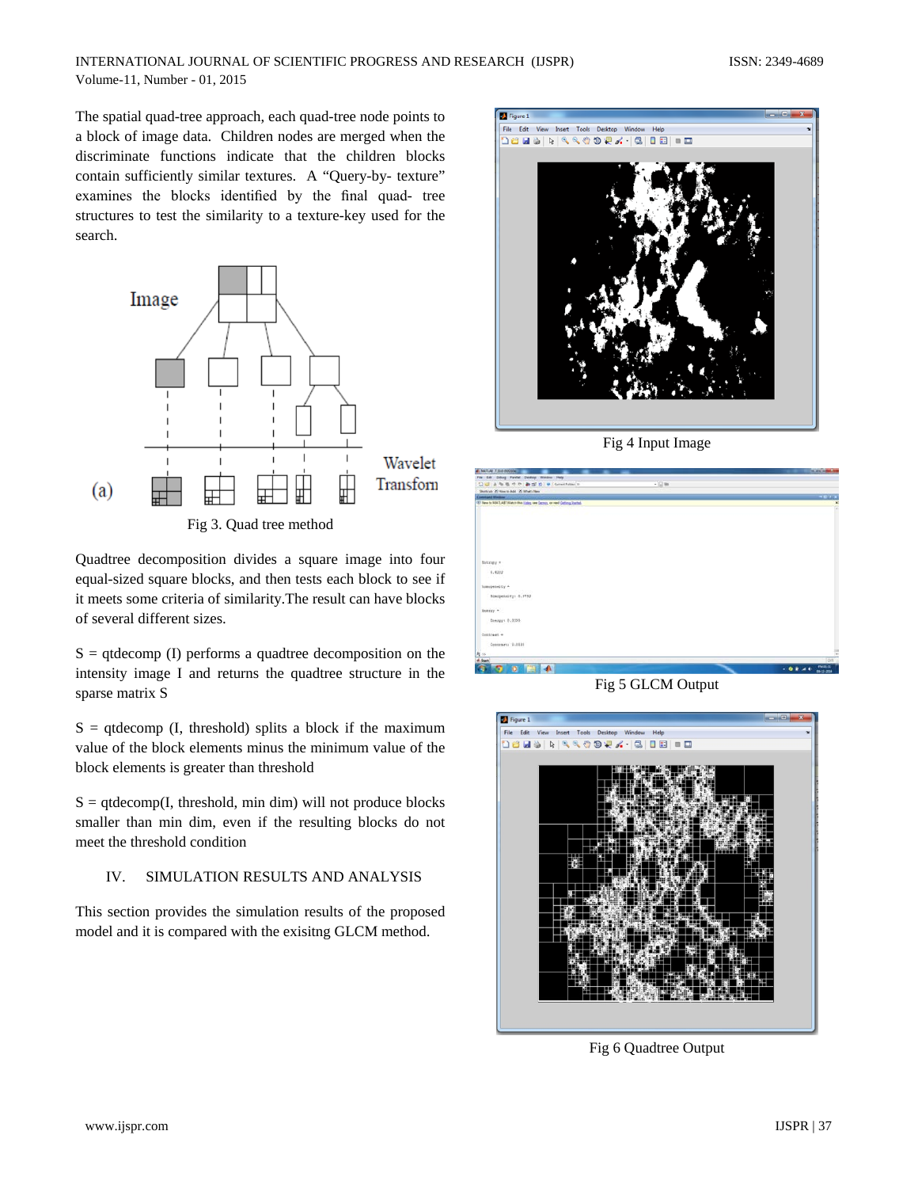The spatial quad-tree approach, each quad-tree node points to a block of image data. Children nodes are merged when the discriminate functions indicate that the children blocks contain sufficiently similar textures. A "Query-by- texture" examines the blocks identified by the final quad- tree structures to test the similarity to a texture-key used for the search.

Fig 3. Quad tree method

Quadtree decomposition divides a square image into four equal-sized square blocks, and then tests each block to see if it meets some criteria of similarity.The result can have blocks of several different sizes.

S = qtdecomp (I) performs a quadtree decomposition on the intensity image I and returns the quadtree structure in the sparse matrix S

S = qtdecomp (I, threshold) splits a block if the maximum value of the block elements minus the minimum value of the block elements is greater than threshold

S = qtdecomp(I, threshold, min dim) will not produce blocks smaller than min dim, even if the resulting blocks do not meet the threshold condition

## IV. SIMULATION RESULTS AND ANALYSIS

This section provides the simulation results of the proposed model and it is compared with the exisitng GLCM method.

Fig 4 Input Image

Fig 5 GLCM Output

Fig 6 Quadtree Output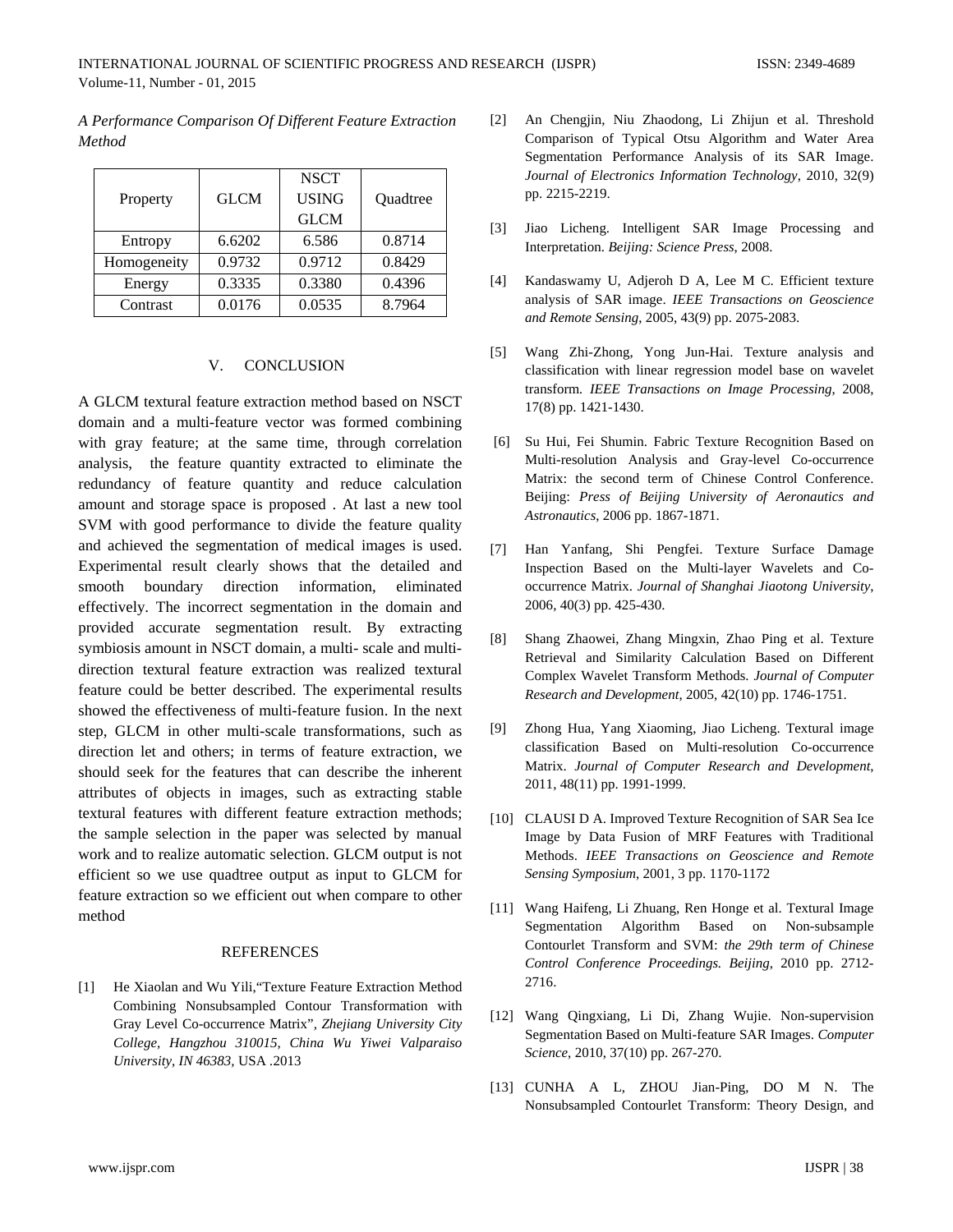*A Performance Comparison Of Different Feature Extraction Method*

| Property | GLCM | NSCT USING GLCM | Quadtree |
|---|---|---|---|
| Entropy | 6.6202 | 6.586 | 0.8714 |
| Homogeneity | 0.9732 | 0.9712 | 0.8429 |
| Energy | 0.3335 | 0.3380 | 0.4396 |
| Contrast | 0.0176 | 0.0535 | 8.7964 |

## V. CONCLUSION

A GLCM textural feature extraction method based on NSCT domain and a multi-feature vector was formed combining with gray feature; at the same time, through correlation analysis, the feature quantity extracted to eliminate the redundancy of feature quantity and reduce calculation amount and storage space is proposed . At last a new tool SVM with good performance to divide the feature quality and achieved the segmentation of medical images is used. Experimental result clearly shows that the detailed and smooth boundary direction information, eliminated effectively. The incorrect segmentation in the domain and provided accurate segmentation result. By extracting symbiosis amount in NSCT domain, a multi- scale and multi-direction textural feature extraction was realized textural feature could be better described. The experimental results showed the effectiveness of multi-feature fusion. In the next step, GLCM in other multi-scale transformations, such as direction let and others; in terms of feature extraction, we should seek for the features that can describe the inherent attributes of objects in images, such as extracting stable textural features with different feature extraction methods; the sample selection in the paper was selected by manual work and to realize automatic selection. GLCM output is not efficient so we use quadtree output as input to GLCM for feature extraction so we efficient out when compare to other method

## REFERENCES

[1] He Xiaolan and Wu Yili,"Texture Feature Extraction Method Combining Nonsubsampled Contour Transformation with Gray Level Co-occurrence Matrix", *Zhejiang University City College, Hangzhou 310015, China Wu Yiwei Valparaiso University, IN 46383,* USA .2013

[2] An Chengjin, Niu Zhaodong, Li Zhijun et al. Threshold Comparison of Typical Otsu Algorithm and Water Area Segmentation Performance Analysis of its SAR Image. *Journal of Electronics Information Technology*, 2010, 32(9) pp. 2215-2219.

[3] Jiao Licheng. Intelligent SAR Image Processing and Interpretation. *Beijing: Science Press*, 2008.

[4] Kandaswamy U, Adjeroh D A, Lee M C. Efficient texture analysis of SAR image. *IEEE Transactions on Geoscience and Remote Sensing*, 2005, 43(9) pp. 2075-2083.

[5] Wang Zhi-Zhong, Yong Jun-Hai. Texture analysis and classification with linear regression model base on wavelet transform. *IEEE Transactions on Image Processing*, 2008, 17(8) pp. 1421-1430.

[6] Su Hui, Fei Shumin. Fabric Texture Recognition Based on Multi-resolution Analysis and Gray-level Co-occurrence Matrix: the second term of Chinese Control Conference. Beijing: *Press of Beijing University of Aeronautics and Astronautics*, 2006 pp. 1867-1871.

[7] Han Yanfang, Shi Pengfei. Texture Surface Damage Inspection Based on the Multi-layer Wavelets and Co-occurrence Matrix. *Journal of Shanghai Jiaotong University*, 2006, 40(3) pp. 425-430.

[8] Shang Zhaowei, Zhang Mingxin, Zhao Ping et al. Texture Retrieval and Similarity Calculation Based on Different Complex Wavelet Transform Methods. *Journal of Computer Research and Development*, 2005, 42(10) pp. 1746-1751.

[9] Zhong Hua, Yang Xiaoming, Jiao Licheng. Textural image classification Based on Multi-resolution Co-occurrence Matrix. *Journal of Computer Research and Development*, 2011, 48(11) pp. 1991-1999.

[10] CLAUSI D A. Improved Texture Recognition of SAR Sea Ice Image by Data Fusion of MRF Features with Traditional Methods. *IEEE Transactions on Geoscience and Remote Sensing Symposium*, 2001, 3 pp. 1170-1172

[11] Wang Haifeng, Li Zhuang, Ren Honge et al. Textural Image Segmentation Algorithm Based on Non-subsample Contourlet Transform and SVM: *the 29th term of Chinese Control Conference Proceedings. Beijing*, 2010 pp. 2712-2716.

[12] Wang Qingxiang, Li Di, Zhang Wujie. Non-supervision Segmentation Based on Multi-feature SAR Images. *Computer Science*, 2010, 37(10) pp. 267-270.

[13] CUNHA A L, ZHOU Jian-Ping, DO M N. The Nonsubsampled Contourlet Transform: Theory Design, and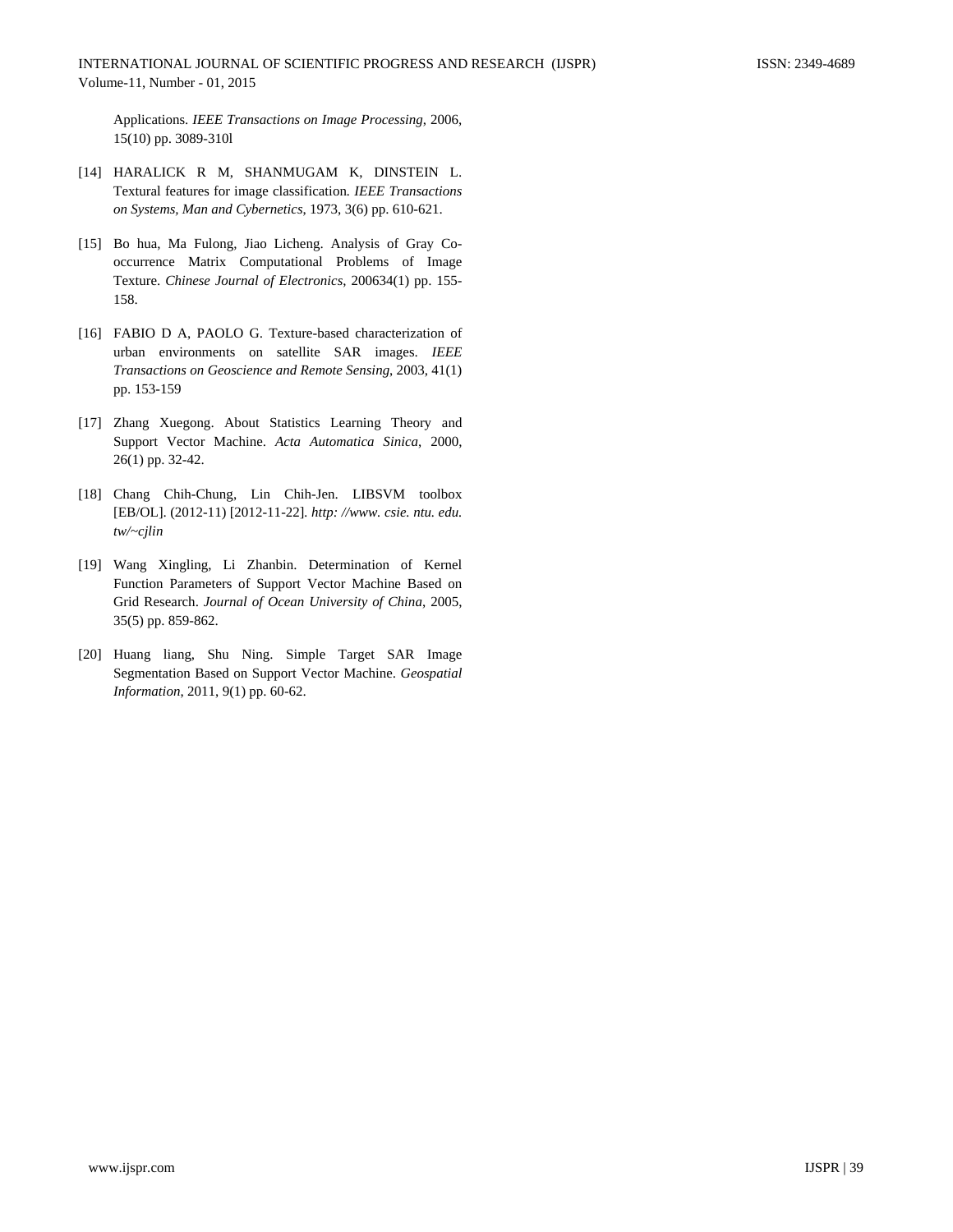Applications. *IEEE Transactions on Image Processing*, 2006, 15(10) pp. 3089-310l

[14] HARALICK R M, SHANMUGAM K, DINSTEIN L. Textural features for image classification. *IEEE Transactions on Systems, Man and Cybernetics*, 1973, 3(6) pp. 610-621.

[15] Bo hua, Ma Fulong, Jiao Licheng. Analysis of Gray Co-occurrence Matrix Computational Problems of Image Texture. *Chinese Journal of Electronics*, 200634(1) pp. 155-158.

[16] FABIO D A, PAOLO G. Texture-based characterization of urban environments on satellite SAR images. *IEEE Transactions on Geoscience and Remote Sensing*, 2003, 41(1) pp. 153-159

[17] Zhang Xuegong. About Statistics Learning Theory and Support Vector Machine. *Acta Automatica Sinica*, 2000, 26(1) pp. 32-42.

[18] Chang Chih-Chung, Lin Chih-Jen. LIBSVM toolbox [EB/OL]. (2012-11) [2012-11-22]. *http: //www. csie. ntu. edu. tw/~cjlin*

[19] Wang Xingling, Li Zhanbin. Determination of Kernel Function Parameters of Support Vector Machine Based on Grid Research. *Journal of Ocean University of China*, 2005, 35(5) pp. 859-862.

[20] Huang liang, Shu Ning. Simple Target SAR Image Segmentation Based on Support Vector Machine. *Geospatial Information*, 2011, 9(1) pp. 60-62.